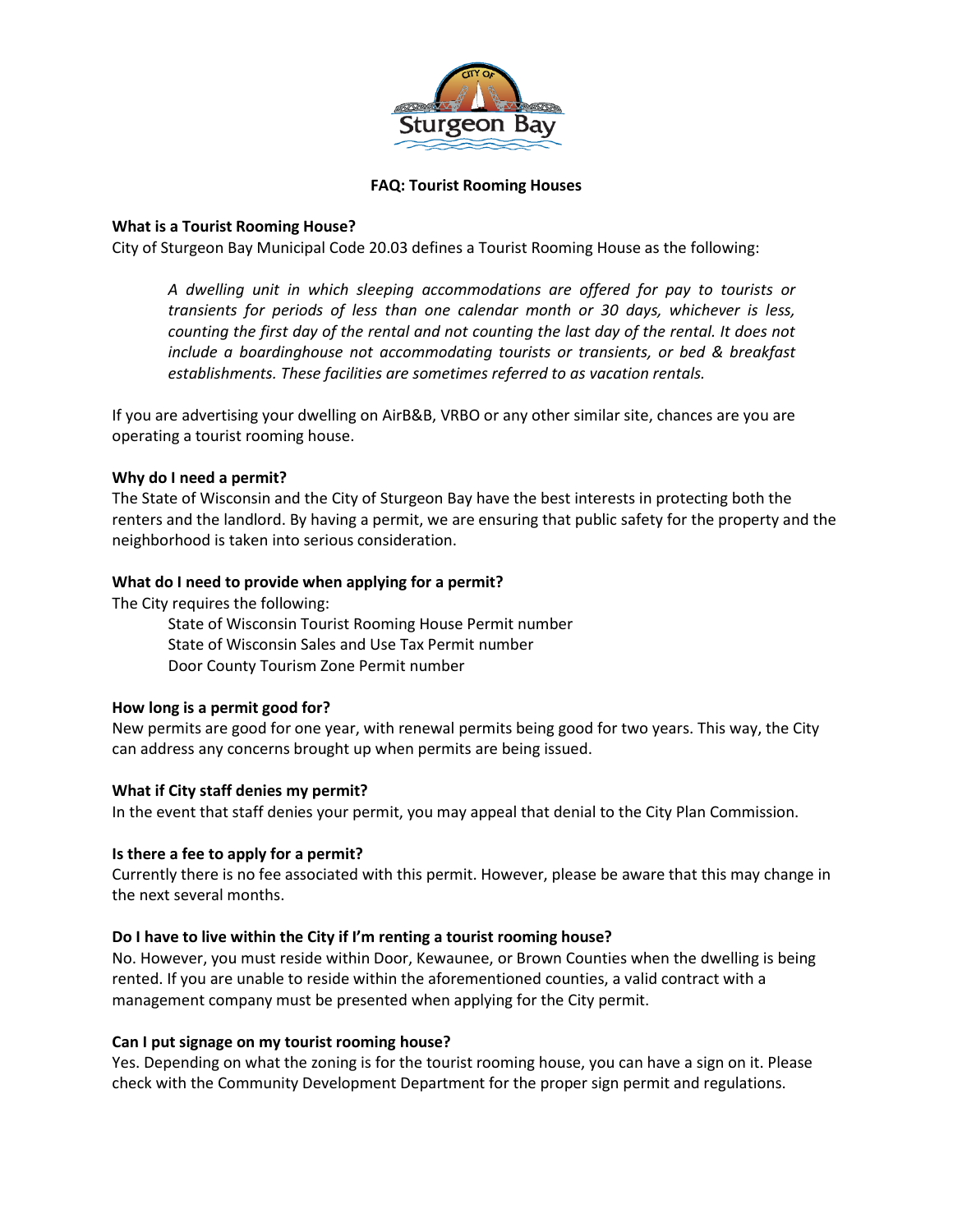# FAQ: Tourist Rooming Houses

### What is a Tourist Rooming House?

City of Sturgeon Bay Municipal Code 20.03 defines a Tourist Rooming House as the following:

> *A dwelling unit in which sleeping accommodations are offered for pay to tourists or transients for periods of less than one calendar month or 30 days, whichever is less, counting the first day of the rental and not counting the last day of the rental. It does not include a boardinghouse not accommodating tourists or transients, or bed & breakfast establishments. These facilities are sometimes referred to as vacation rentals.*

If you are advertising your dwelling on AirB&B, VRBO or any other similar site, chances are you are operating a tourist rooming house.

### Why do I need a permit?

The State of Wisconsin and the City of Sturgeon Bay have the best interests in protecting both the renters and the landlord. By having a permit, we are ensuring that public safety for the property and the neighborhood is taken into serious consideration.

### What do I need to provide when applying for a permit?

The City requires the following:

- State of Wisconsin Tourist Rooming House Permit number
- State of Wisconsin Sales and Use Tax Permit number
- Door County Tourism Zone Permit number

### How long is a permit good for?

New permits are good for one year, with renewal permits being good for two years. This way, the City can address any concerns brought up when permits are being issued.

### What if City staff denies my permit?

In the event that staff denies your permit, you may appeal that denial to the City Plan Commission.

### Is there a fee to apply for a permit?

Currently there is no fee associated with this permit. However, please be aware that this may change in the next several months.

### Do I have to live within the City if I'm renting a tourist rooming house?

No. However, you must reside within Door, Kewaunee, or Brown Counties when the dwelling is being rented. If you are unable to reside within the aforementioned counties, a valid contract with a management company must be presented when applying for the City permit.

### Can I put signage on my tourist rooming house?

Yes. Depending on what the zoning is for the tourist rooming house, you can have a sign on it. Please check with the Community Development Department for the proper sign permit and regulations.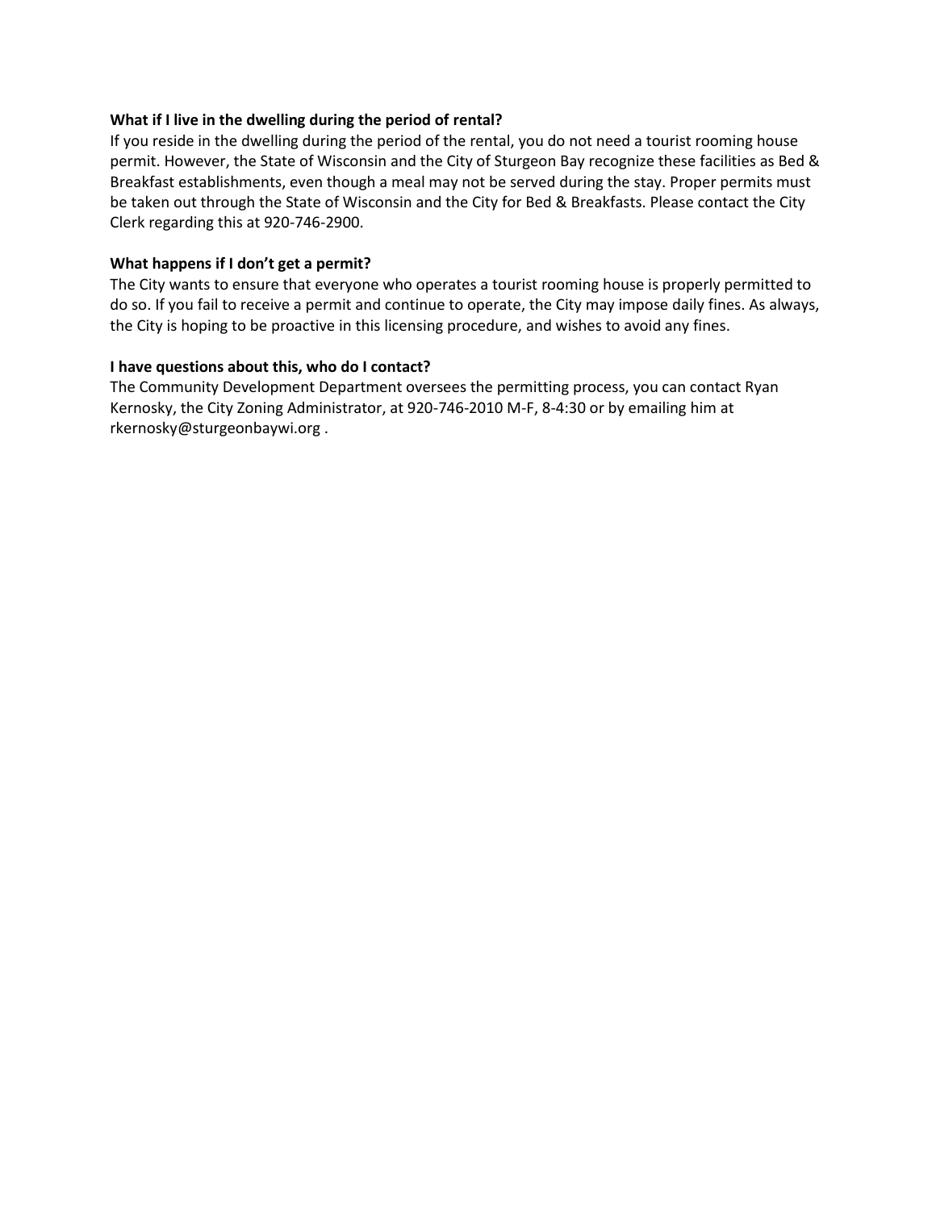**What if I live in the dwelling during the period of rental?**

If you reside in the dwelling during the period of the rental, you do not need a tourist rooming house permit. However, the State of Wisconsin and the City of Sturgeon Bay recognize these facilities as Bed & Breakfast establishments, even though a meal may not be served during the stay. Proper permits must be taken out through the State of Wisconsin and the City for Bed & Breakfasts. Please contact the City Clerk regarding this at 920-746-2900.

**What happens if I don't get a permit?**

The City wants to ensure that everyone who operates a tourist rooming house is properly permitted to do so. If you fail to receive a permit and continue to operate, the City may impose daily fines. As always, the City is hoping to be proactive in this licensing procedure, and wishes to avoid any fines.

**I have questions about this, who do I contact?**

The Community Development Department oversees the permitting process, you can contact Ryan Kernosky, the City Zoning Administrator, at 920-746-2010 M-F, 8-4:30 or by emailing him at rkernosky@sturgeonbaywi.org .